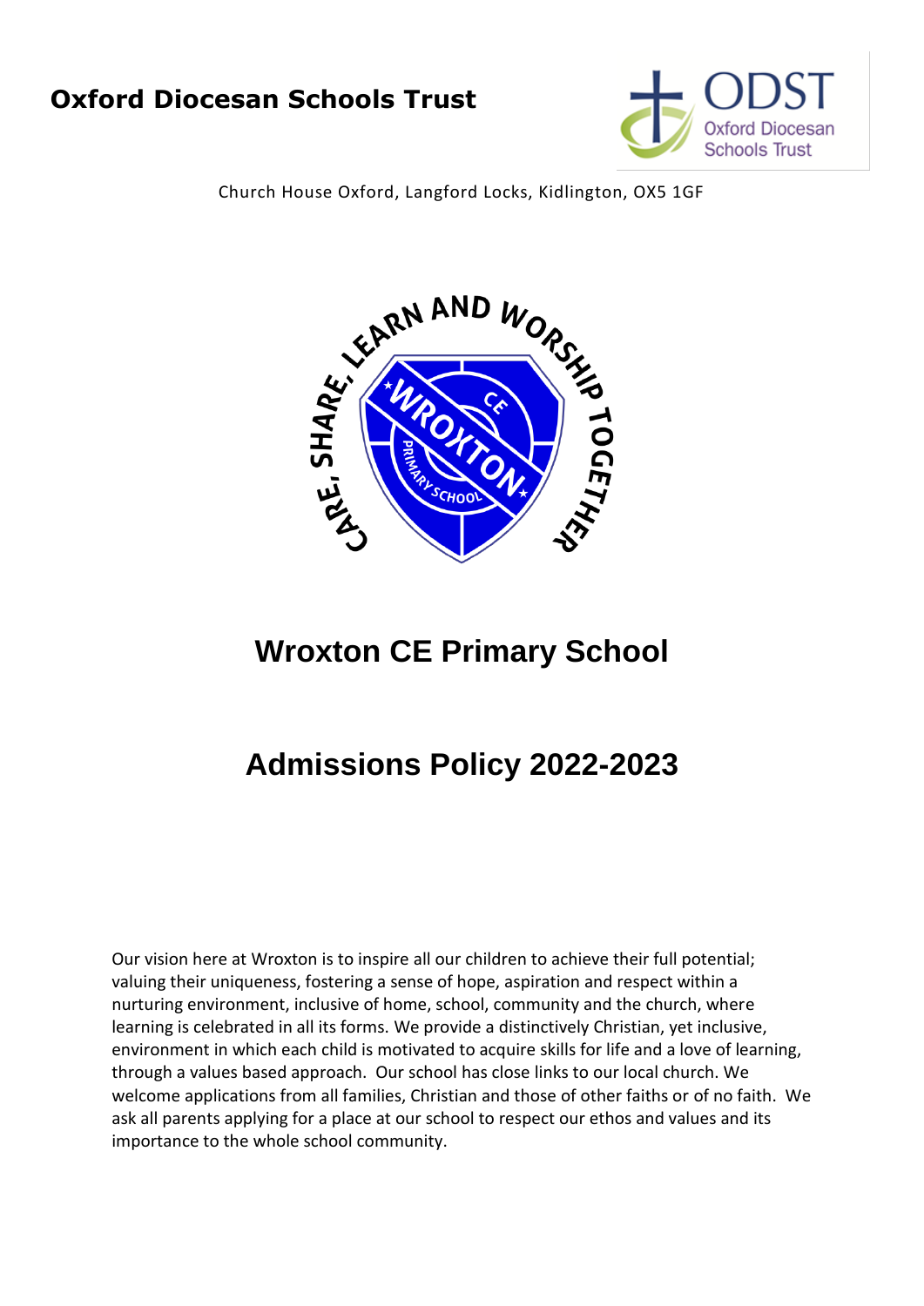**Oxford Diocesan Schools Trust**

Church House Oxford, Langford Locks, Kidlington, OX5 1GF

# Wroxton CE Primary School

# Admissions Policy 2022-2023

Our vision here at Wroxton is to inspire all our children to achieve their full potential; valuing their uniqueness, fostering a sense of hope, aspiration and respect within a nurturing environment, inclusive of home, school, community and the church, where learning is celebrated in all its forms. We provide a distinctively Christian, yet inclusive, environment in which each child is motivated to acquire skills for life and a love of learning, through a values based approach. Our school has close links to our local church. We welcome applications from all families, Christian and those of other faiths or of no faith. We ask all parents applying for a place at our school to respect our ethos and values and its importance to the whole school community.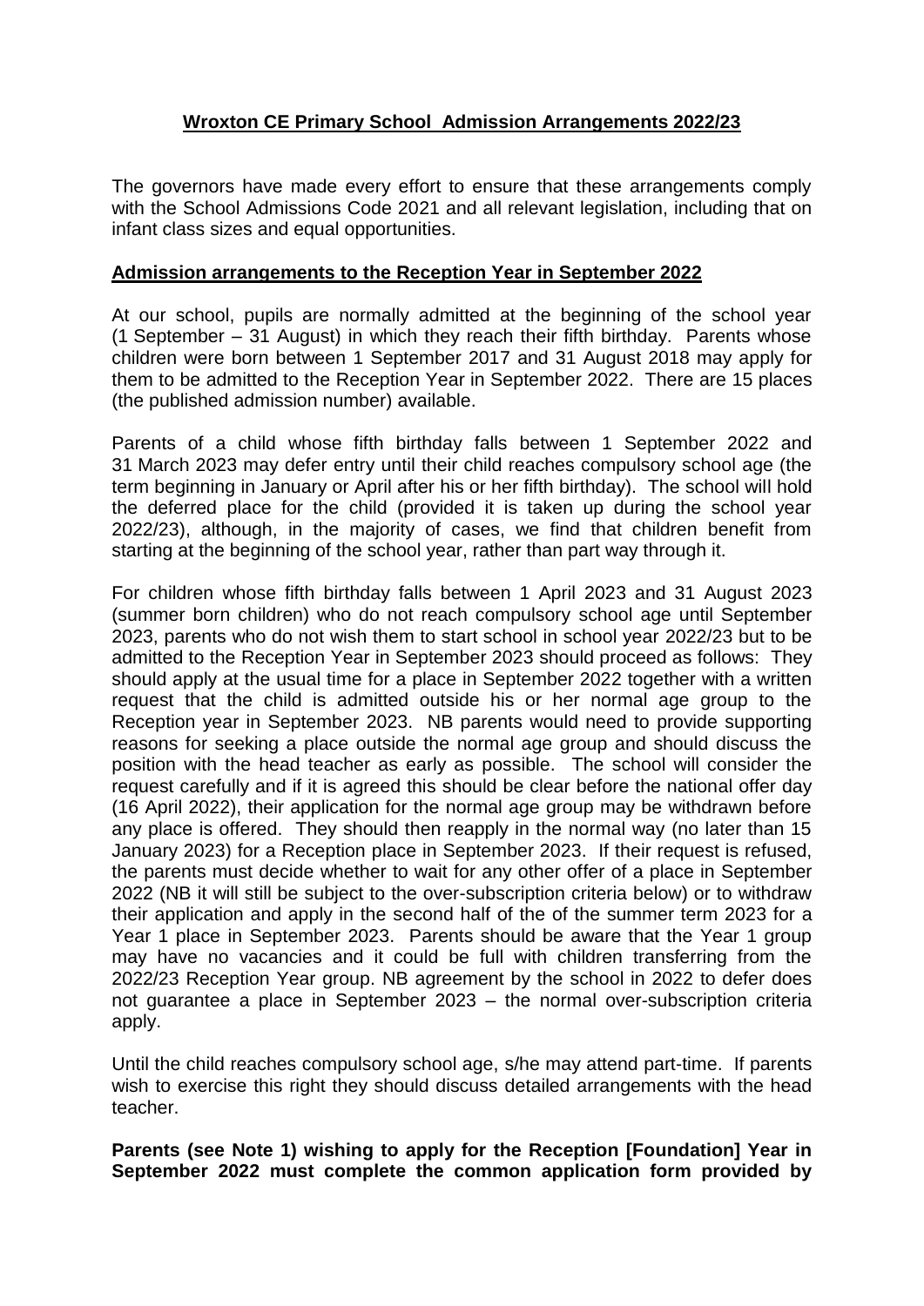## **Wroxton CE Primary School Admission Arrangements 2022/23**

The governors have made every effort to ensure that these arrangements comply with the School Admissions Code 2021 and all relevant legislation, including that on infant class sizes and equal opportunities.

### **Admission arrangements to the Reception Year in September 2022**

At our school, pupils are normally admitted at the beginning of the school year (1 September – 31 August) in which they reach their fifth birthday. Parents whose children were born between 1 September 2017 and 31 August 2018 may apply for them to be admitted to the Reception Year in September 2022. There are 15 places (the published admission number) available.

Parents of a child whose fifth birthday falls between 1 September 2022 and 31 March 2023 may defer entry until their child reaches compulsory school age (the term beginning in January or April after his or her fifth birthday). The school will hold the deferred place for the child (provided it is taken up during the school year 2022/23), although, in the majority of cases, we find that children benefit from starting at the beginning of the school year, rather than part way through it.

For children whose fifth birthday falls between 1 April 2023 and 31 August 2023 (summer born children) who do not reach compulsory school age until September 2023, parents who do not wish them to start school in school year 2022/23 but to be admitted to the Reception Year in September 2023 should proceed as follows: They should apply at the usual time for a place in September 2022 together with a written request that the child is admitted outside his or her normal age group to the Reception year in September 2023. NB parents would need to provide supporting reasons for seeking a place outside the normal age group and should discuss the position with the head teacher as early as possible. The school will consider the request carefully and if it is agreed this should be clear before the national offer day (16 April 2022), their application for the normal age group may be withdrawn before any place is offered. They should then reapply in the normal way (no later than 15 January 2023) for a Reception place in September 2023. If their request is refused, the parents must decide whether to wait for any other offer of a place in September 2022 (NB it will still be subject to the over-subscription criteria below) or to withdraw their application and apply in the second half of the of the summer term 2023 for a Year 1 place in September 2023. Parents should be aware that the Year 1 group may have no vacancies and it could be full with children transferring from the 2022/23 Reception Year group. NB agreement by the school in 2022 to defer does not guarantee a place in September 2023 – the normal over-subscription criteria apply.

Until the child reaches compulsory school age, s/he may attend part-time. If parents wish to exercise this right they should discuss detailed arrangements with the head teacher.

**Parents (see Note 1) wishing to apply for the Reception [Foundation] Year in September 2022 must complete the common application form provided by**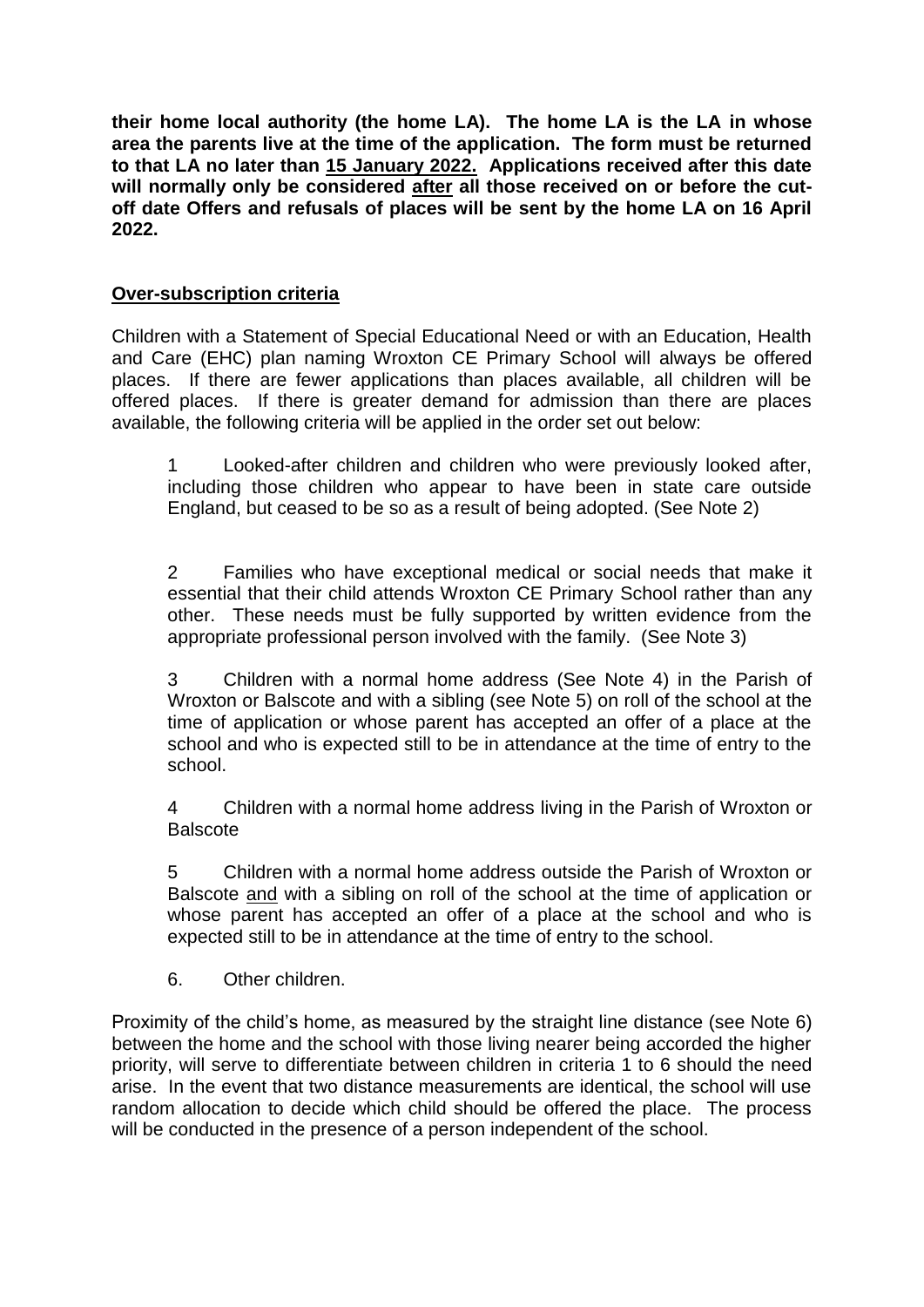**their home local authority (the home LA). The home LA is the LA in whose area the parents live at the time of the application. The form must be returned to that LA no later than <u>15 January 2022.</u> Applications received after this date will normally only be considered <u>after</u> all those received on or before the cut-off date Offers and refusals of places will be sent by the home LA on 16 April 2022.**

## <u>Over-subscription criteria</u>

Children with a Statement of Special Educational Need or with an Education, Health and Care (EHC) plan naming Wroxton CE Primary School will always be offered places. If there are fewer applications than places available, all children will be offered places. If there is greater demand for admission than there are places available, the following criteria will be applied in the order set out below:

1 Looked-after children and children who were previously looked after, including those children who appear to have been in state care outside England, but ceased to be so as a result of being adopted. (See Note 2)

2 Families who have exceptional medical or social needs that make it essential that their child attends Wroxton CE Primary School rather than any other. These needs must be fully supported by written evidence from the appropriate professional person involved with the family. (See Note 3)

3 Children with a normal home address (See Note 4) in the Parish of Wroxton or Balscote and with a sibling (see Note 5) on roll of the school at the time of application or whose parent has accepted an offer of a place at the school and who is expected still to be in attendance at the time of entry to the school.

4 Children with a normal home address living in the Parish of Wroxton or Balscote

5 Children with a normal home address outside the Parish of Wroxton or Balscote <u>and</u> with a sibling on roll of the school at the time of application or whose parent has accepted an offer of a place at the school and who is expected still to be in attendance at the time of entry to the school.

6. Other children.

Proximity of the child's home, as measured by the straight line distance (see Note 6) between the home and the school with those living nearer being accorded the higher priority, will serve to differentiate between children in criteria 1 to 6 should the need arise. In the event that two distance measurements are identical, the school will use random allocation to decide which child should be offered the place. The process will be conducted in the presence of a person independent of the school.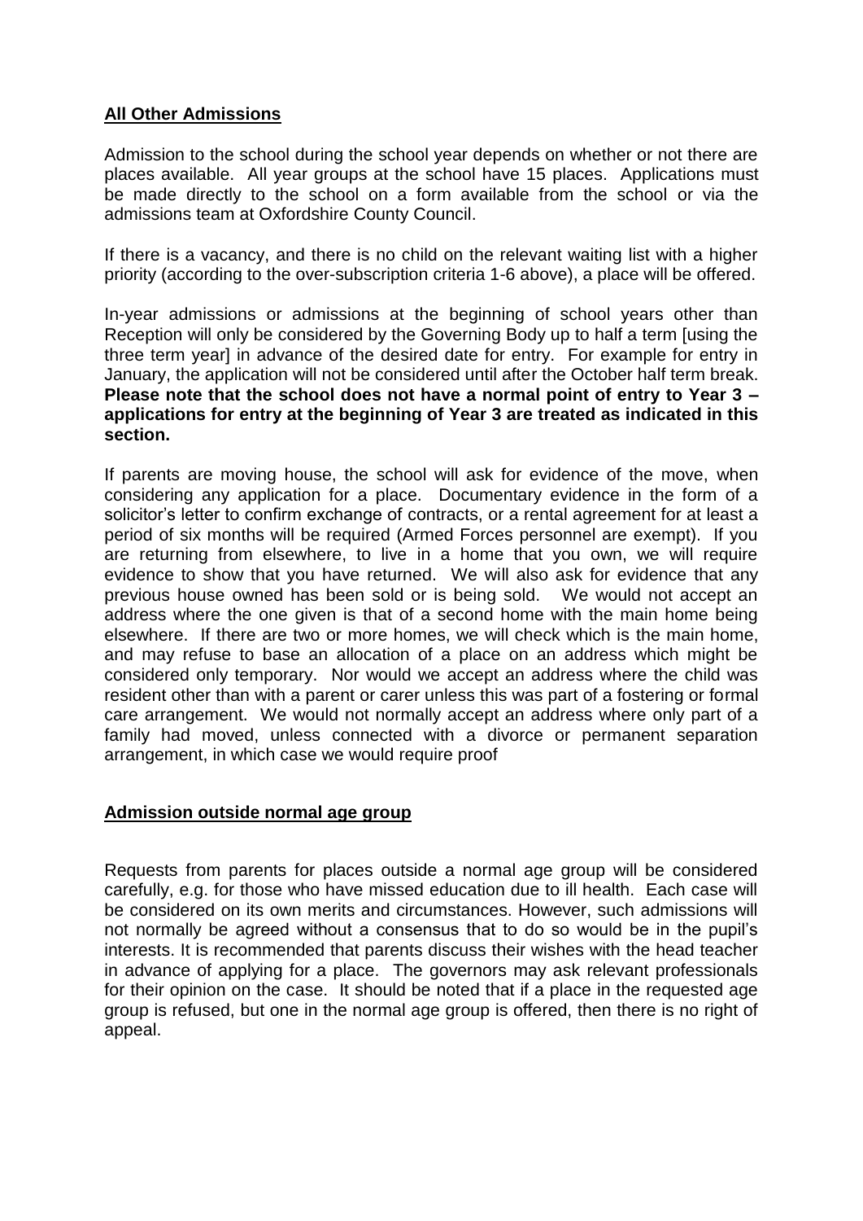## **All Other Admissions**

Admission to the school during the school year depends on whether or not there are places available. All year groups at the school have 15 places. Applications must be made directly to the school on a form available from the school or via the admissions team at Oxfordshire County Council.

If there is a vacancy, and there is no child on the relevant waiting list with a higher priority (according to the over-subscription criteria 1-6 above), a place will be offered.

In-year admissions or admissions at the beginning of school years other than Reception will only be considered by the Governing Body up to half a term [using the three term year] in advance of the desired date for entry. For example for entry in January, the application will not be considered until after the October half term break. **Please note that the school does not have a normal point of entry to Year 3 – applications for entry at the beginning of Year 3 are treated as indicated in this section.**

If parents are moving house, the school will ask for evidence of the move, when considering any application for a place. Documentary evidence in the form of a solicitor's letter to confirm exchange of contracts, or a rental agreement for at least a period of six months will be required (Armed Forces personnel are exempt). If you are returning from elsewhere, to live in a home that you own, we will require evidence to show that you have returned. We will also ask for evidence that any previous house owned has been sold or is being sold. We would not accept an address where the one given is that of a second home with the main home being elsewhere. If there are two or more homes, we will check which is the main home, and may refuse to base an allocation of a place on an address which might be considered only temporary. Nor would we accept an address where the child was resident other than with a parent or carer unless this was part of a fostering or formal care arrangement. We would not normally accept an address where only part of a family had moved, unless connected with a divorce or permanent separation arrangement, in which case we would require proof

## **Admission outside normal age group**

Requests from parents for places outside a normal age group will be considered carefully, e.g. for those who have missed education due to ill health. Each case will be considered on its own merits and circumstances. However, such admissions will not normally be agreed without a consensus that to do so would be in the pupil's interests. It is recommended that parents discuss their wishes with the head teacher in advance of applying for a place. The governors may ask relevant professionals for their opinion on the case. It should be noted that if a place in the requested age group is refused, but one in the normal age group is offered, then there is no right of appeal.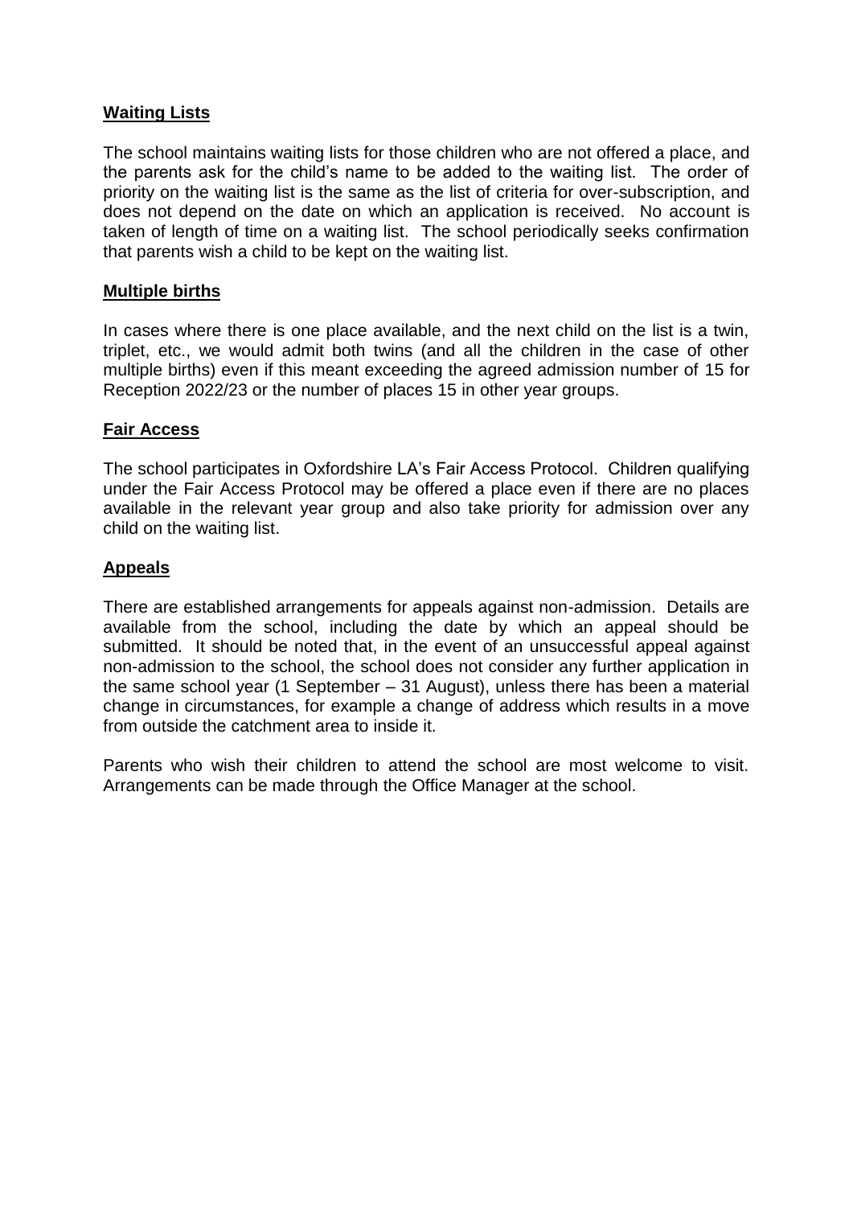## Waiting Lists

The school maintains waiting lists for those children who are not offered a place, and the parents ask for the child's name to be added to the waiting list. The order of priority on the waiting list is the same as the list of criteria for over-subscription, and does not depend on the date on which an application is received. No account is taken of length of time on a waiting list. The school periodically seeks confirmation that parents wish a child to be kept on the waiting list.

## Multiple births

In cases where there is one place available, and the next child on the list is a twin, triplet, etc., we would admit both twins (and all the children in the case of other multiple births) even if this meant exceeding the agreed admission number of 15 for Reception 2022/23 or the number of places 15 in other year groups.

## Fair Access

The school participates in Oxfordshire LA's Fair Access Protocol. Children qualifying under the Fair Access Protocol may be offered a place even if there are no places available in the relevant year group and also take priority for admission over any child on the waiting list.

## Appeals

There are established arrangements for appeals against non-admission. Details are available from the school, including the date by which an appeal should be submitted. It should be noted that, in the event of an unsuccessful appeal against non-admission to the school, the school does not consider any further application in the same school year (1 September – 31 August), unless there has been a material change in circumstances, for example a change of address which results in a move from outside the catchment area to inside it.

Parents who wish their children to attend the school are most welcome to visit. Arrangements can be made through the Office Manager at the school.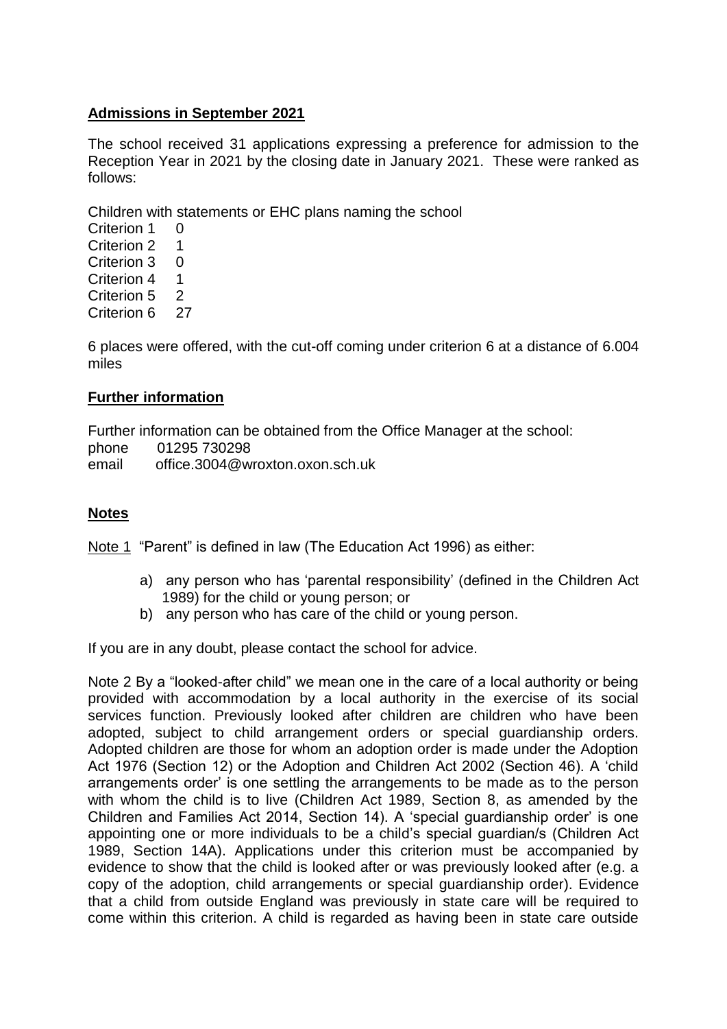**Admissions in September 2021**

The school received 31 applications expressing a preference for admission to the Reception Year in 2021 by the closing date in January 2021. These were ranked as follows:

Children with statements or EHC plans naming the school

Criterion 1 0
Criterion 2 1
Criterion 3 0
Criterion 4 1
Criterion 5 2
Criterion 6 27

6 places were offered, with the cut-off coming under criterion 6 at a distance of 6.004 miles

**Further information**

Further information can be obtained from the Office Manager at the school:

phone 01295 730298
email office.3004@wroxton.oxon.sch.uk

**Notes**

Note 1 "Parent" is defined in law (The Education Act 1996) as either:

a) any person who has 'parental responsibility' (defined in the Children Act 1989) for the child or young person; or
b) any person who has care of the child or young person.

If you are in any doubt, please contact the school for advice.

Note 2 By a "looked-after child" we mean one in the care of a local authority or being provided with accommodation by a local authority in the exercise of its social services function. Previously looked after children are children who have been adopted, subject to child arrangement orders or special guardianship orders. Adopted children are those for whom an adoption order is made under the Adoption Act 1976 (Section 12) or the Adoption and Children Act 2002 (Section 46). A 'child arrangements order' is one settling the arrangements to be made as to the person with whom the child is to live (Children Act 1989, Section 8, as amended by the Children and Families Act 2014, Section 14). A 'special guardianship order' is one appointing one or more individuals to be a child's special guardian/s (Children Act 1989, Section 14A). Applications under this criterion must be accompanied by evidence to show that the child is looked after or was previously looked after (e.g. a copy of the adoption, child arrangements or special guardianship order). Evidence that a child from outside England was previously in state care will be required to come within this criterion. A child is regarded as having been in state care outside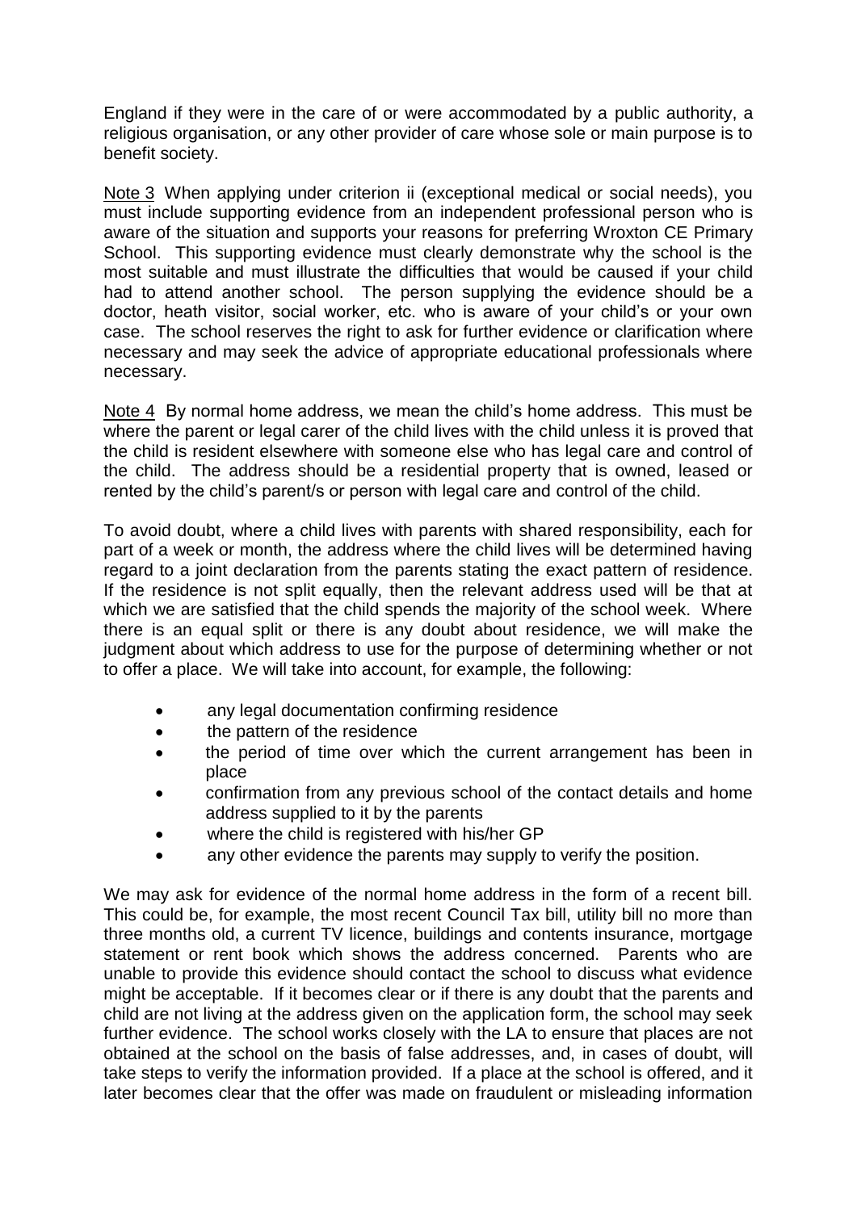England if they were in the care of or were accommodated by a public authority, a religious organisation, or any other provider of care whose sole or main purpose is to benefit society.

Note 3 When applying under criterion ii (exceptional medical or social needs), you must include supporting evidence from an independent professional person who is aware of the situation and supports your reasons for preferring Wroxton CE Primary School. This supporting evidence must clearly demonstrate why the school is the most suitable and must illustrate the difficulties that would be caused if your child had to attend another school. The person supplying the evidence should be a doctor, heath visitor, social worker, etc. who is aware of your child's or your own case. The school reserves the right to ask for further evidence or clarification where necessary and may seek the advice of appropriate educational professionals where necessary.

Note 4 By normal home address, we mean the child's home address. This must be where the parent or legal carer of the child lives with the child unless it is proved that the child is resident elsewhere with someone else who has legal care and control of the child. The address should be a residential property that is owned, leased or rented by the child's parent/s or person with legal care and control of the child.

To avoid doubt, where a child lives with parents with shared responsibility, each for part of a week or month, the address where the child lives will be determined having regard to a joint declaration from the parents stating the exact pattern of residence. If the residence is not split equally, then the relevant address used will be that at which we are satisfied that the child spends the majority of the school week. Where there is an equal split or there is any doubt about residence, we will make the judgment about which address to use for the purpose of determining whether or not to offer a place. We will take into account, for example, the following:

- any legal documentation confirming residence
- the pattern of the residence
- the period of time over which the current arrangement has been in place
- confirmation from any previous school of the contact details and home address supplied to it by the parents
- where the child is registered with his/her GP
- any other evidence the parents may supply to verify the position.

We may ask for evidence of the normal home address in the form of a recent bill. This could be, for example, the most recent Council Tax bill, utility bill no more than three months old, a current TV licence, buildings and contents insurance, mortgage statement or rent book which shows the address concerned. Parents who are unable to provide this evidence should contact the school to discuss what evidence might be acceptable. If it becomes clear or if there is any doubt that the parents and child are not living at the address given on the application form, the school may seek further evidence. The school works closely with the LA to ensure that places are not obtained at the school on the basis of false addresses, and, in cases of doubt, will take steps to verify the information provided. If a place at the school is offered, and it later becomes clear that the offer was made on fraudulent or misleading information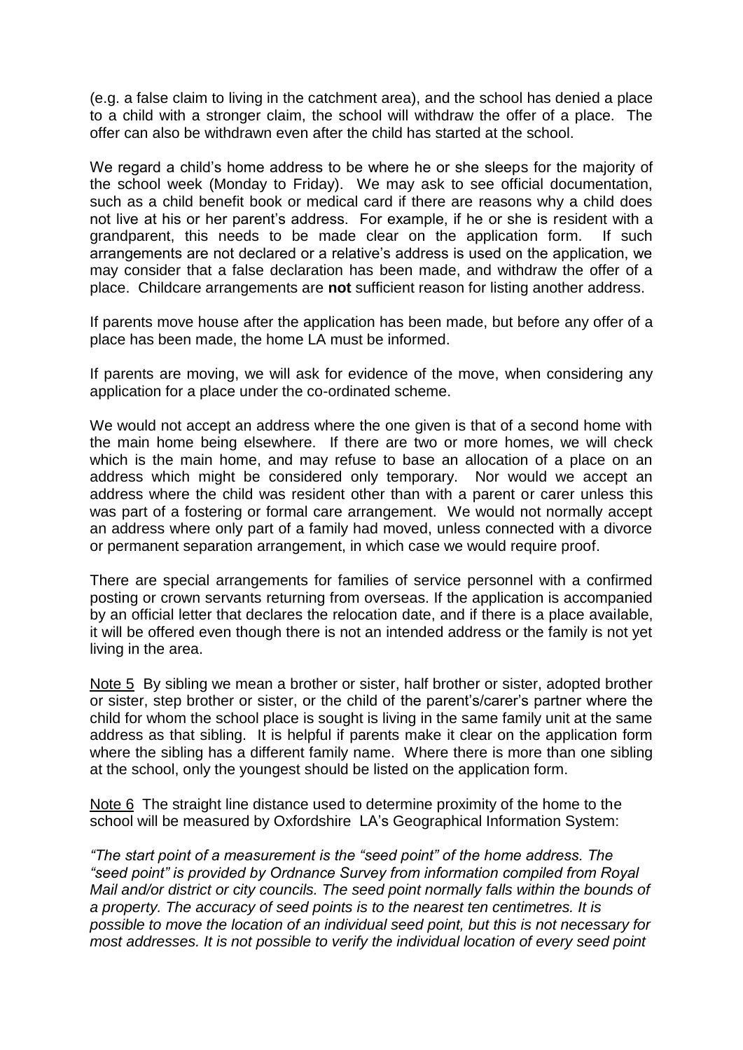(e.g. a false claim to living in the catchment area), and the school has denied a place to a child with a stronger claim, the school will withdraw the offer of a place. The offer can also be withdrawn even after the child has started at the school.

We regard a child's home address to be where he or she sleeps for the majority of the school week (Monday to Friday). We may ask to see official documentation, such as a child benefit book or medical card if there are reasons why a child does not live at his or her parent's address. For example, if he or she is resident with a grandparent, this needs to be made clear on the application form. If such arrangements are not declared or a relative's address is used on the application, we may consider that a false declaration has been made, and withdraw the offer of a place. Childcare arrangements are **not** sufficient reason for listing another address.

If parents move house after the application has been made, but before any offer of a place has been made, the home LA must be informed.

If parents are moving, we will ask for evidence of the move, when considering any application for a place under the co-ordinated scheme.

We would not accept an address where the one given is that of a second home with the main home being elsewhere. If there are two or more homes, we will check which is the main home, and may refuse to base an allocation of a place on an address which might be considered only temporary. Nor would we accept an address where the child was resident other than with a parent or carer unless this was part of a fostering or formal care arrangement. We would not normally accept an address where only part of a family had moved, unless connected with a divorce or permanent separation arrangement, in which case we would require proof.

There are special arrangements for families of service personnel with a confirmed posting or crown servants returning from overseas. If the application is accompanied by an official letter that declares the relocation date, and if there is a place available, it will be offered even though there is not an intended address or the family is not yet living in the area.

<u>Note 5</u> By sibling we mean a brother or sister, half brother or sister, adopted brother or sister, step brother or sister, or the child of the parent's/carer's partner where the child for whom the school place is sought is living in the same family unit at the same address as that sibling. It is helpful if parents make it clear on the application form where the sibling has a different family name. Where there is more than one sibling at the school, only the youngest should be listed on the application form.

<u>Note 6</u> The straight line distance used to determine proximity of the home to the school will be measured by Oxfordshire LA's Geographical Information System:

*"The start point of a measurement is the "seed point" of the home address. The "seed point" is provided by Ordnance Survey from information compiled from Royal Mail and/or district or city councils. The seed point normally falls within the bounds of a property. The accuracy of seed points is to the nearest ten centimetres. It is possible to move the location of an individual seed point, but this is not necessary for most addresses. It is not possible to verify the individual location of every seed point*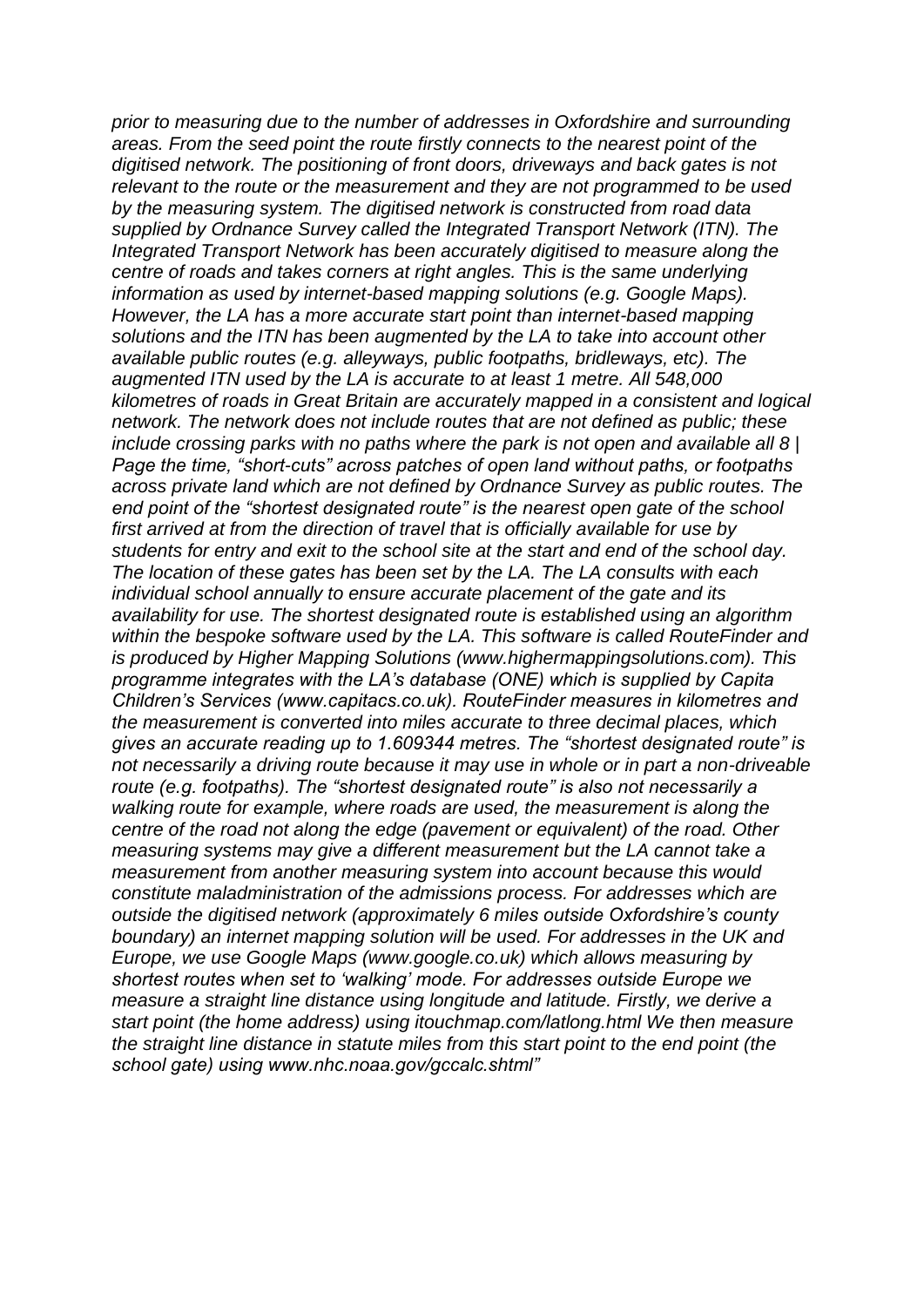*prior to measuring due to the number of addresses in Oxfordshire and surrounding areas. From the seed point the route firstly connects to the nearest point of the digitised network. The positioning of front doors, driveways and back gates is not relevant to the route or the measurement and they are not programmed to be used by the measuring system. The digitised network is constructed from road data supplied by Ordnance Survey called the Integrated Transport Network (ITN). The Integrated Transport Network has been accurately digitised to measure along the centre of roads and takes corners at right angles. This is the same underlying information as used by internet-based mapping solutions (e.g. Google Maps). However, the LA has a more accurate start point than internet-based mapping solutions and the ITN has been augmented by the LA to take into account other available public routes (e.g. alleyways, public footpaths, bridleways, etc). The augmented ITN used by the LA is accurate to at least 1 metre. All 548,000 kilometres of roads in Great Britain are accurately mapped in a consistent and logical network. The network does not include routes that are not defined as public; these include crossing parks with no paths where the park is not open and available all 8 | Page the time, "short-cuts" across patches of open land without paths, or footpaths across private land which are not defined by Ordnance Survey as public routes. The end point of the "shortest designated route" is the nearest open gate of the school first arrived at from the direction of travel that is officially available for use by students for entry and exit to the school site at the start and end of the school day. The location of these gates has been set by the LA. The LA consults with each individual school annually to ensure accurate placement of the gate and its availability for use. The shortest designated route is established using an algorithm within the bespoke software used by the LA. This software is called RouteFinder and is produced by Higher Mapping Solutions (www.highermappingsolutions.com). This programme integrates with the LA's database (ONE) which is supplied by Capita Children's Services (www.capitacs.co.uk). RouteFinder measures in kilometres and the measurement is converted into miles accurate to three decimal places, which gives an accurate reading up to 1.609344 metres. The "shortest designated route" is not necessarily a driving route because it may use in whole or in part a non-driveable route (e.g. footpaths). The "shortest designated route" is also not necessarily a walking route for example, where roads are used, the measurement is along the centre of the road not along the edge (pavement or equivalent) of the road. Other measuring systems may give a different measurement but the LA cannot take a measurement from another measuring system into account because this would constitute maladministration of the admissions process. For addresses which are outside the digitised network (approximately 6 miles outside Oxfordshire's county boundary) an internet mapping solution will be used. For addresses in the UK and Europe, we use Google Maps (www.google.co.uk) which allows measuring by shortest routes when set to 'walking' mode. For addresses outside Europe we measure a straight line distance using longitude and latitude. Firstly, we derive a start point (the home address) using itouchmap.com/latlong.html We then measure the straight line distance in statute miles from this start point to the end point (the school gate) using www.nhc.noaa.gov/gccalc.shtml"*